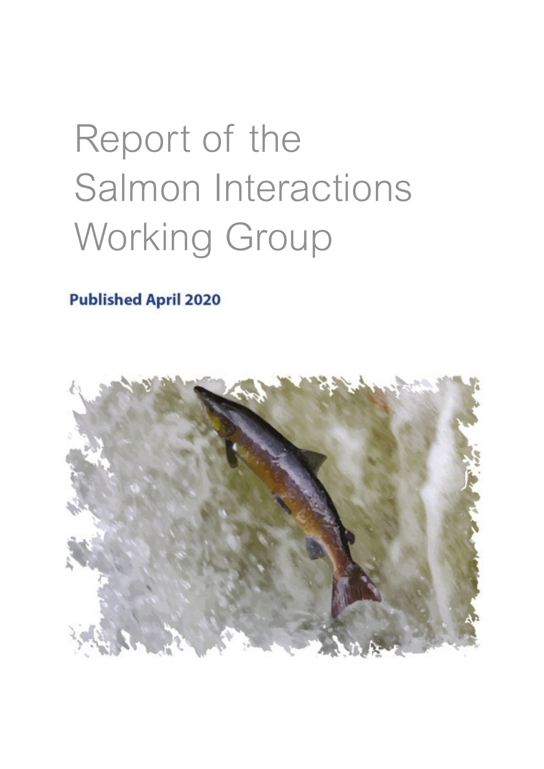# Report of the Salmon Interactions Working Group

**Published April 2020**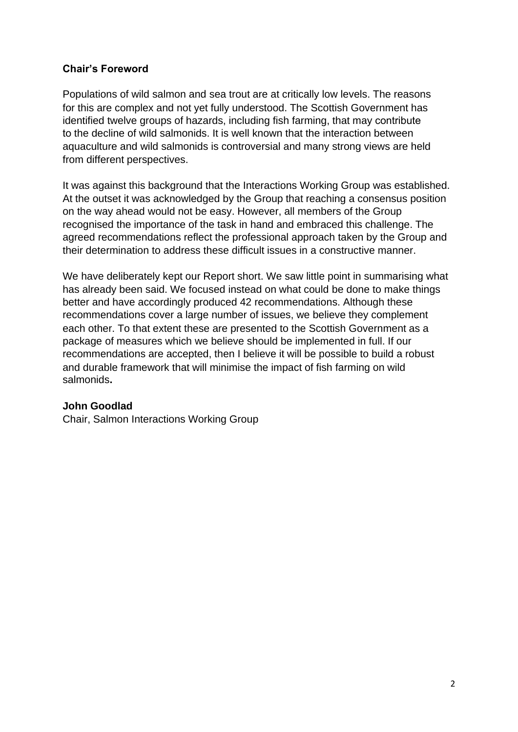## Chair's Foreword

Populations of wild salmon and sea trout are at critically low levels. The reasons for this are complex and not yet fully understood. The Scottish Government has identified twelve groups of hazards, including fish farming, that may contribute to the decline of wild salmonids. It is well known that the interaction between aquaculture and wild salmonids is controversial and many strong views are held from different perspectives.

It was against this background that the Interactions Working Group was established. At the outset it was acknowledged by the Group that reaching a consensus position on the way ahead would not be easy. However, all members of the Group recognised the importance of the task in hand and embraced this challenge. The agreed recommendations reflect the professional approach taken by the Group and their determination to address these difficult issues in a constructive manner.

We have deliberately kept our Report short. We saw little point in summarising what has already been said. We focused instead on what could be done to make things better and have accordingly produced 42 recommendations. Although these recommendations cover a large number of issues, we believe they complement each other. To that extent these are presented to the Scottish Government as a package of measures which we believe should be implemented in full. If our recommendations are accepted, then I believe it will be possible to build a robust and durable framework that will minimise the impact of fish farming on wild salmonids.

**John Goodlad**
Chair, Salmon Interactions Working Group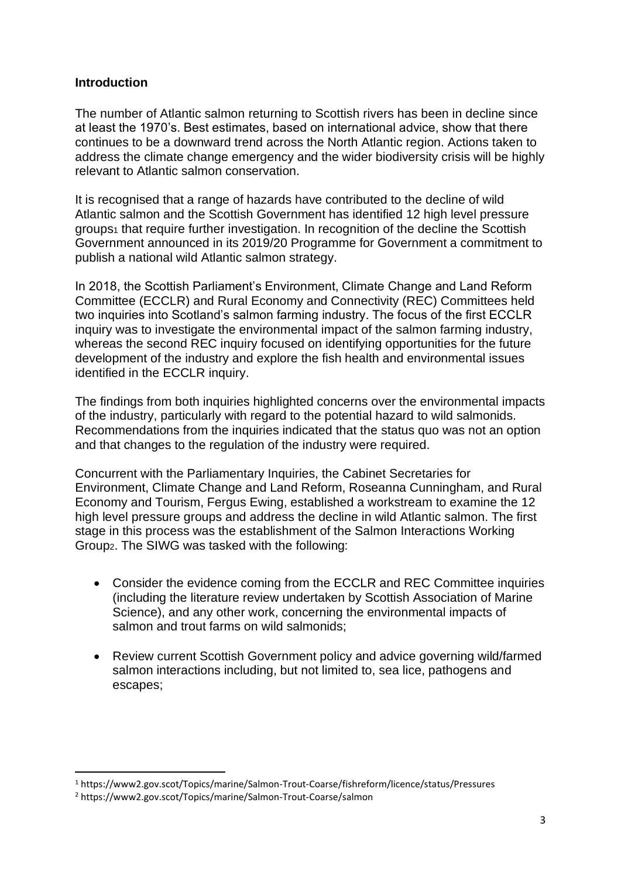## Introduction

The number of Atlantic salmon returning to Scottish rivers has been in decline since at least the 1970's. Best estimates, based on international advice, show that there continues to be a downward trend across the North Atlantic region. Actions taken to address the climate change emergency and the wider biodiversity crisis will be highly relevant to Atlantic salmon conservation.

It is recognised that a range of hazards have contributed to the decline of wild Atlantic salmon and the Scottish Government has identified 12 high level pressure groups[1] that require further investigation. In recognition of the decline the Scottish Government announced in its 2019/20 Programme for Government a commitment to publish a national wild Atlantic salmon strategy.

In 2018, the Scottish Parliament's Environment, Climate Change and Land Reform Committee (ECCLR) and Rural Economy and Connectivity (REC) Committees held two inquiries into Scotland's salmon farming industry. The focus of the first ECCLR inquiry was to investigate the environmental impact of the salmon farming industry, whereas the second REC inquiry focused on identifying opportunities for the future development of the industry and explore the fish health and environmental issues identified in the ECCLR inquiry.

The findings from both inquiries highlighted concerns over the environmental impacts of the industry, particularly with regard to the potential hazard to wild salmonids. Recommendations from the inquiries indicated that the status quo was not an option and that changes to the regulation of the industry were required.

Concurrent with the Parliamentary Inquiries, the Cabinet Secretaries for Environment, Climate Change and Land Reform, Roseanna Cunningham, and Rural Economy and Tourism, Fergus Ewing, established a workstream to examine the 12 high level pressure groups and address the decline in wild Atlantic salmon. The first stage in this process was the establishment of the Salmon Interactions Working Group[2]. The SIWG was tasked with the following:

- Consider the evidence coming from the ECCLR and REC Committee inquiries (including the literature review undertaken by Scottish Association of Marine Science), and any other work, concerning the environmental impacts of salmon and trout farms on wild salmonids;

- Review current Scottish Government policy and advice governing wild/farmed salmon interactions including, but not limited to, sea lice, pathogens and escapes;

[1] https://www2.gov.scot/Topics/marine/Salmon-Trout-Coarse/fishreform/licence/status/Pressures

[2] https://www2.gov.scot/Topics/marine/Salmon-Trout-Coarse/salmon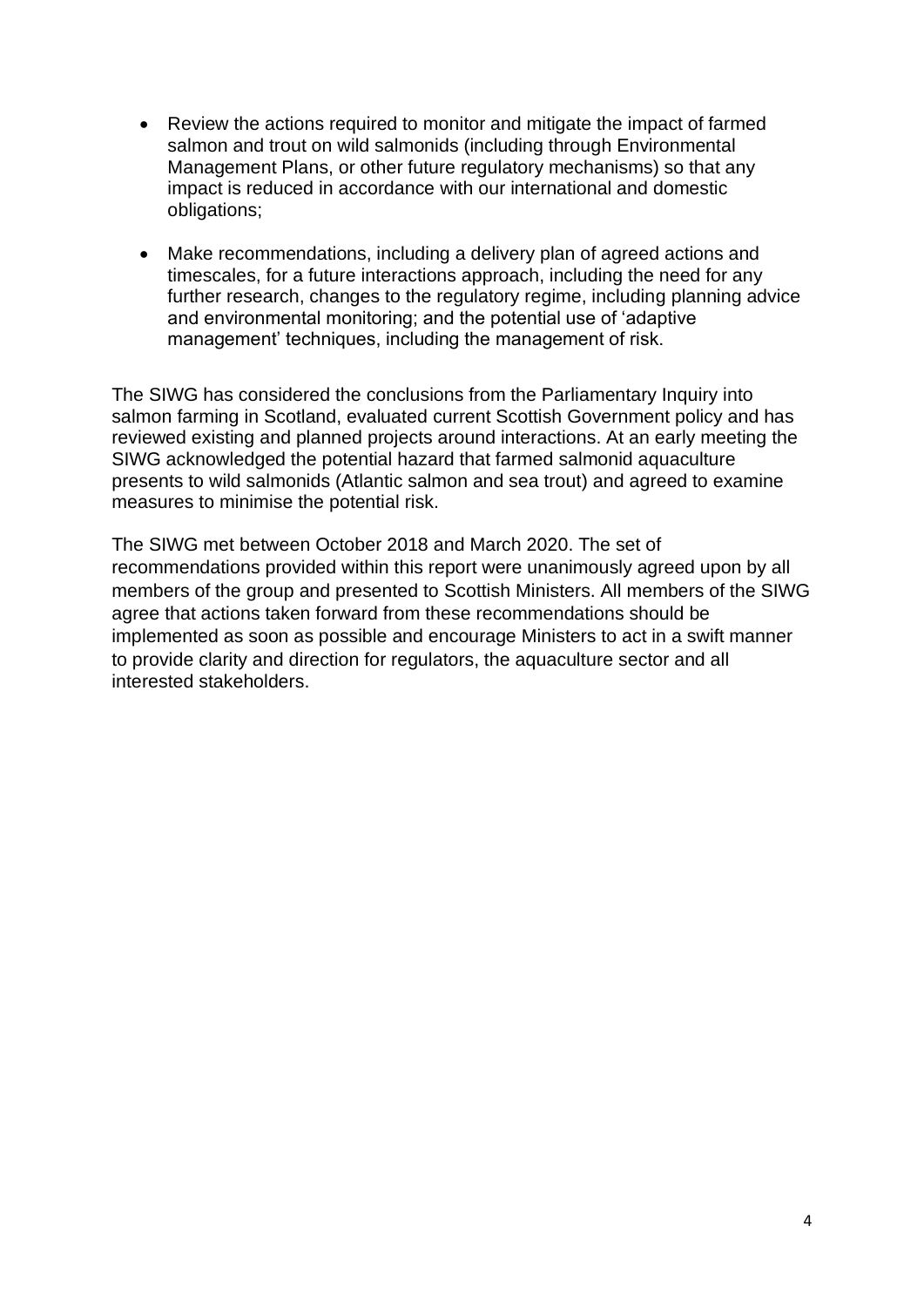- Review the actions required to monitor and mitigate the impact of farmed salmon and trout on wild salmonids (including through Environmental Management Plans, or other future regulatory mechanisms) so that any impact is reduced in accordance with our international and domestic obligations;
- Make recommendations, including a delivery plan of agreed actions and timescales, for a future interactions approach, including the need for any further research, changes to the regulatory regime, including planning advice and environmental monitoring; and the potential use of 'adaptive management' techniques, including the management of risk.

The SIWG has considered the conclusions from the Parliamentary Inquiry into salmon farming in Scotland, evaluated current Scottish Government policy and has reviewed existing and planned projects around interactions. At an early meeting the SIWG acknowledged the potential hazard that farmed salmonid aquaculture presents to wild salmonids (Atlantic salmon and sea trout) and agreed to examine measures to minimise the potential risk.

The SIWG met between October 2018 and March 2020. The set of recommendations provided within this report were unanimously agreed upon by all members of the group and presented to Scottish Ministers. All members of the SIWG agree that actions taken forward from these recommendations should be implemented as soon as possible and encourage Ministers to act in a swift manner to provide clarity and direction for regulators, the aquaculture sector and all interested stakeholders.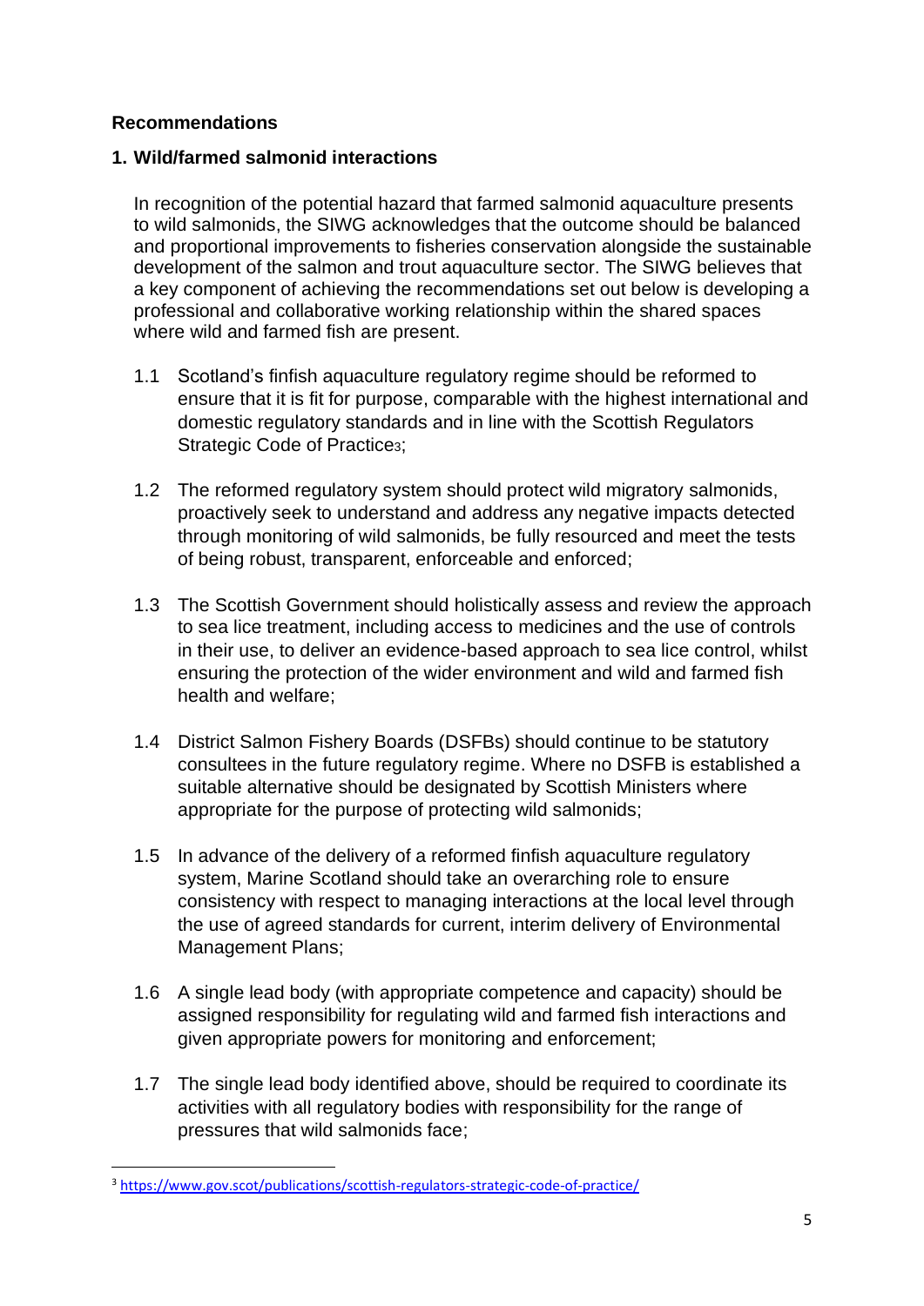## Recommendations

### 1. Wild/farmed salmonid interactions

In recognition of the potential hazard that farmed salmonid aquaculture presents to wild salmonids, the SIWG acknowledges that the outcome should be balanced and proportional improvements to fisheries conservation alongside the sustainable development of the salmon and trout aquaculture sector. The SIWG believes that a key component of achieving the recommendations set out below is developing a professional and collaborative working relationship within the shared spaces where wild and farmed fish are present.

1.1 Scotland's finfish aquaculture regulatory regime should be reformed to ensure that it is fit for purpose, comparable with the highest international and domestic regulatory standards and in line with the Scottish Regulators Strategic Code of Practice[3];

1.2 The reformed regulatory system should protect wild migratory salmonids, proactively seek to understand and address any negative impacts detected through monitoring of wild salmonids, be fully resourced and meet the tests of being robust, transparent, enforceable and enforced;

1.3 The Scottish Government should holistically assess and review the approach to sea lice treatment, including access to medicines and the use of controls in their use, to deliver an evidence-based approach to sea lice control, whilst ensuring the protection of the wider environment and wild and farmed fish health and welfare;

1.4 District Salmon Fishery Boards (DSFBs) should continue to be statutory consultees in the future regulatory regime. Where no DSFB is established a suitable alternative should be designated by Scottish Ministers where appropriate for the purpose of protecting wild salmonids;

1.5 In advance of the delivery of a reformed finfish aquaculture regulatory system, Marine Scotland should take an overarching role to ensure consistency with respect to managing interactions at the local level through the use of agreed standards for current, interim delivery of Environmental Management Plans;

1.6 A single lead body (with appropriate competence and capacity) should be assigned responsibility for regulating wild and farmed fish interactions and given appropriate powers for monitoring and enforcement;

1.7 The single lead body identified above, should be required to coordinate its activities with all regulatory bodies with responsibility for the range of pressures that wild salmonids face;

---

[3] https://www.gov.scot/publications/scottish-regulators-strategic-code-of-practice/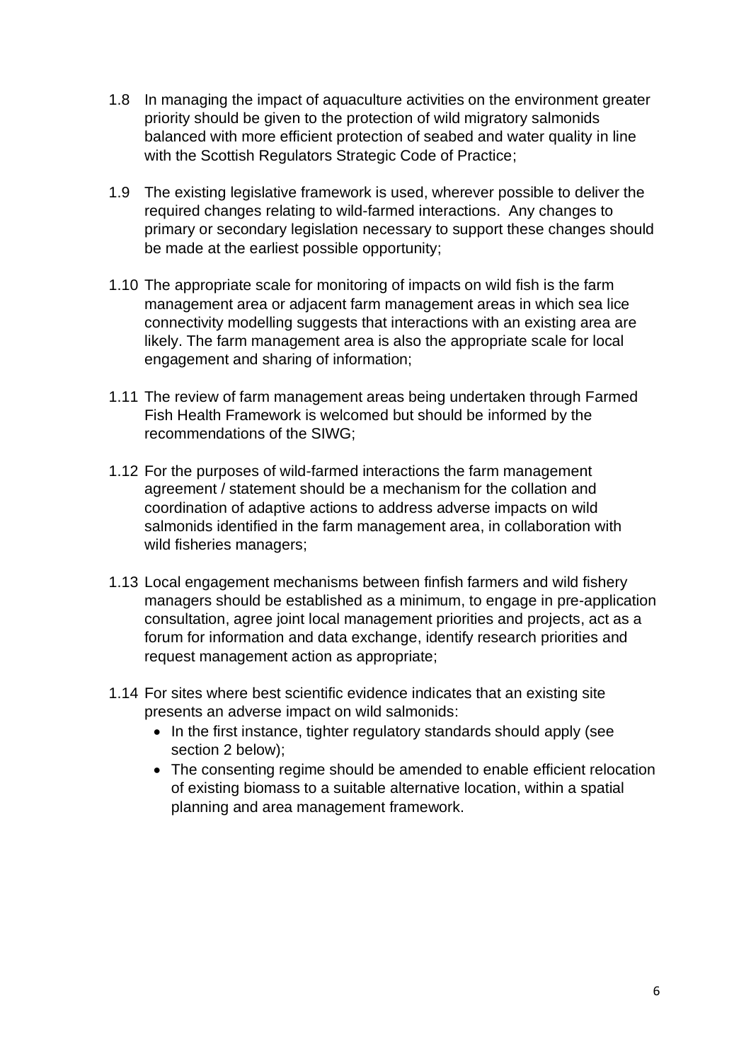1.8 In managing the impact of aquaculture activities on the environment greater priority should be given to the protection of wild migratory salmonids balanced with more efficient protection of seabed and water quality in line with the Scottish Regulators Strategic Code of Practice;

1.9 The existing legislative framework is used, wherever possible to deliver the required changes relating to wild-farmed interactions. Any changes to primary or secondary legislation necessary to support these changes should be made at the earliest possible opportunity;

1.10 The appropriate scale for monitoring of impacts on wild fish is the farm management area or adjacent farm management areas in which sea lice connectivity modelling suggests that interactions with an existing area are likely. The farm management area is also the appropriate scale for local engagement and sharing of information;

1.11 The review of farm management areas being undertaken through Farmed Fish Health Framework is welcomed but should be informed by the recommendations of the SIWG;

1.12 For the purposes of wild-farmed interactions the farm management agreement / statement should be a mechanism for the collation and coordination of adaptive actions to address adverse impacts on wild salmonids identified in the farm management area, in collaboration with wild fisheries managers;

1.13 Local engagement mechanisms between finfish farmers and wild fishery managers should be established as a minimum, to engage in pre-application consultation, agree joint local management priorities and projects, act as a forum for information and data exchange, identify research priorities and request management action as appropriate;

1.14 For sites where best scientific evidence indicates that an existing site presents an adverse impact on wild salmonids:

- In the first instance, tighter regulatory standards should apply (see section 2 below);
- The consenting regime should be amended to enable efficient relocation of existing biomass to a suitable alternative location, within a spatial planning and area management framework.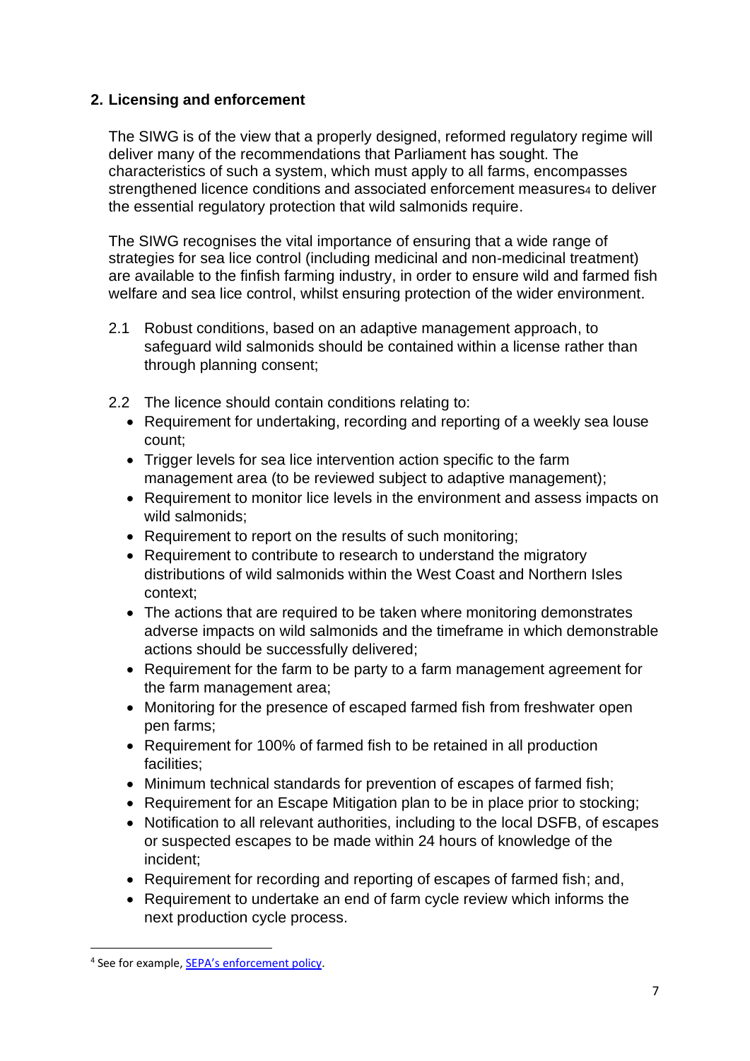## 2. Licensing and enforcement

The SIWG is of the view that a properly designed, reformed regulatory regime will deliver many of the recommendations that Parliament has sought. The characteristics of such a system, which must apply to all farms, encompasses strengthened licence conditions and associated enforcement measures[4] to deliver the essential regulatory protection that wild salmonids require.

The SIWG recognises the vital importance of ensuring that a wide range of strategies for sea lice control (including medicinal and non-medicinal treatment) are available to the finfish farming industry, in order to ensure wild and farmed fish welfare and sea lice control, whilst ensuring protection of the wider environment.

2.1 Robust conditions, based on an adaptive management approach, to safeguard wild salmonids should be contained within a license rather than through planning consent;

2.2 The licence should contain conditions relating to:

- Requirement for undertaking, recording and reporting of a weekly sea louse count;
- Trigger levels for sea lice intervention action specific to the farm management area (to be reviewed subject to adaptive management);
- Requirement to monitor lice levels in the environment and assess impacts on wild salmonids;
- Requirement to report on the results of such monitoring;
- Requirement to contribute to research to understand the migratory distributions of wild salmonids within the West Coast and Northern Isles context;
- The actions that are required to be taken where monitoring demonstrates adverse impacts on wild salmonids and the timeframe in which demonstrable actions should be successfully delivered;
- Requirement for the farm to be party to a farm management agreement for the farm management area;
- Monitoring for the presence of escaped farmed fish from freshwater open pen farms;
- Requirement for 100% of farmed fish to be retained in all production facilities;
- Minimum technical standards for prevention of escapes of farmed fish;
- Requirement for an Escape Mitigation plan to be in place prior to stocking;
- Notification to all relevant authorities, including to the local DSFB, of escapes or suspected escapes to be made within 24 hours of knowledge of the incident;
- Requirement for recording and reporting of escapes of farmed fish; and,
- Requirement to undertake an end of farm cycle review which informs the next production cycle process.

[4] See for example, SEPA's enforcement policy.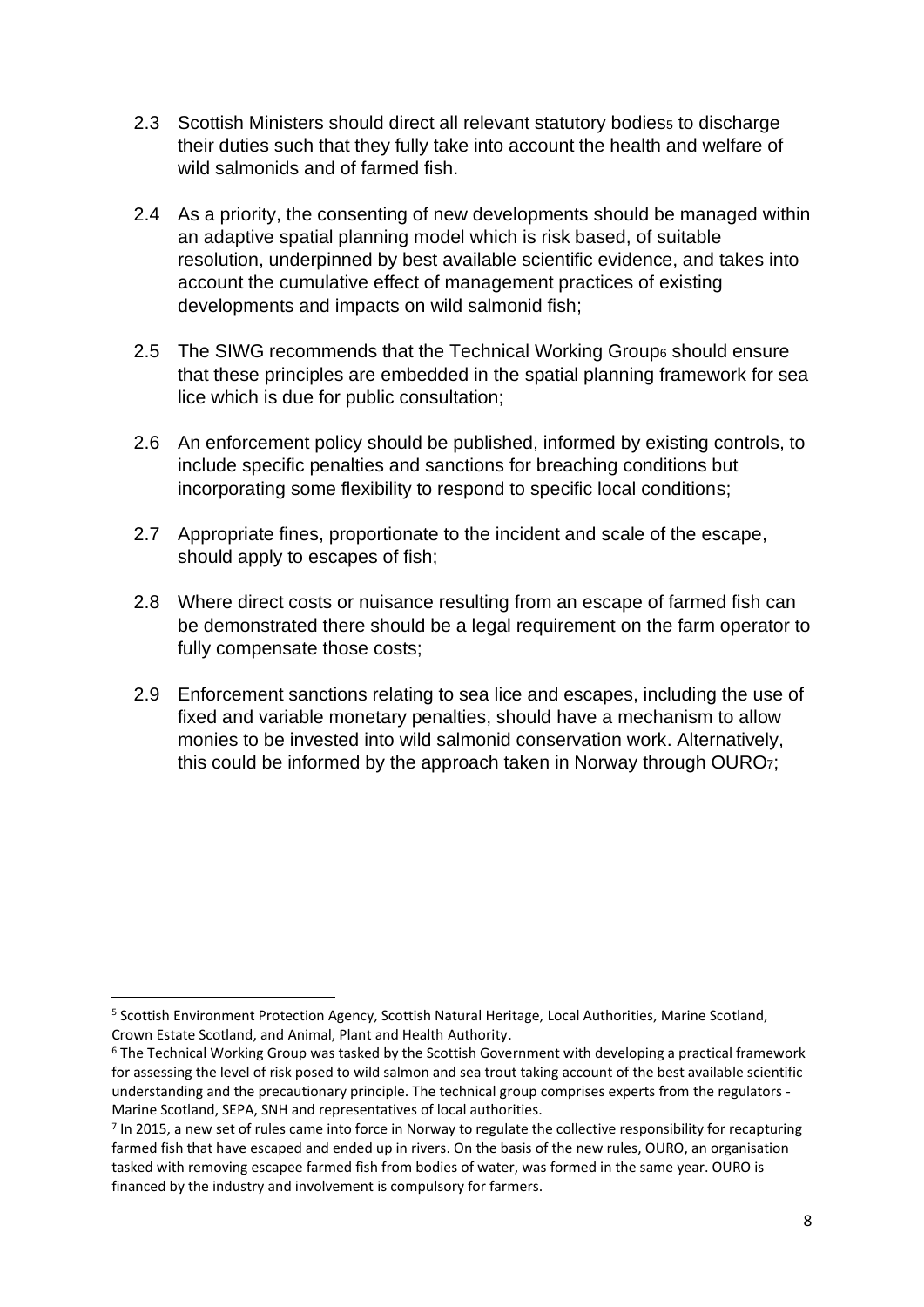2.3 Scottish Ministers should direct all relevant statutory bodies[5] to discharge their duties such that they fully take into account the health and welfare of wild salmonids and of farmed fish.

2.4 As a priority, the consenting of new developments should be managed within an adaptive spatial planning model which is risk based, of suitable resolution, underpinned by best available scientific evidence, and takes into account the cumulative effect of management practices of existing developments and impacts on wild salmonid fish;

2.5 The SIWG recommends that the Technical Working Group[6] should ensure that these principles are embedded in the spatial planning framework for sea lice which is due for public consultation;

2.6 An enforcement policy should be published, informed by existing controls, to include specific penalties and sanctions for breaching conditions but incorporating some flexibility to respond to specific local conditions;

2.7 Appropriate fines, proportionate to the incident and scale of the escape, should apply to escapes of fish;

2.8 Where direct costs or nuisance resulting from an escape of farmed fish can be demonstrated there should be a legal requirement on the farm operator to fully compensate those costs;

2.9 Enforcement sanctions relating to sea lice and escapes, including the use of fixed and variable monetary penalties, should have a mechanism to allow monies to be invested into wild salmonid conservation work. Alternatively, this could be informed by the approach taken in Norway through OURO[7];

---

[5] Scottish Environment Protection Agency, Scottish Natural Heritage, Local Authorities, Marine Scotland, Crown Estate Scotland, and Animal, Plant and Health Authority.

[6] The Technical Working Group was tasked by the Scottish Government with developing a practical framework for assessing the level of risk posed to wild salmon and sea trout taking account of the best available scientific understanding and the precautionary principle. The technical group comprises experts from the regulators - Marine Scotland, SEPA, SNH and representatives of local authorities.

[7] In 2015, a new set of rules came into force in Norway to regulate the collective responsibility for recapturing farmed fish that have escaped and ended up in rivers. On the basis of the new rules, OURO, an organisation tasked with removing escapee farmed fish from bodies of water, was formed in the same year. OURO is financed by the industry and involvement is compulsory for farmers.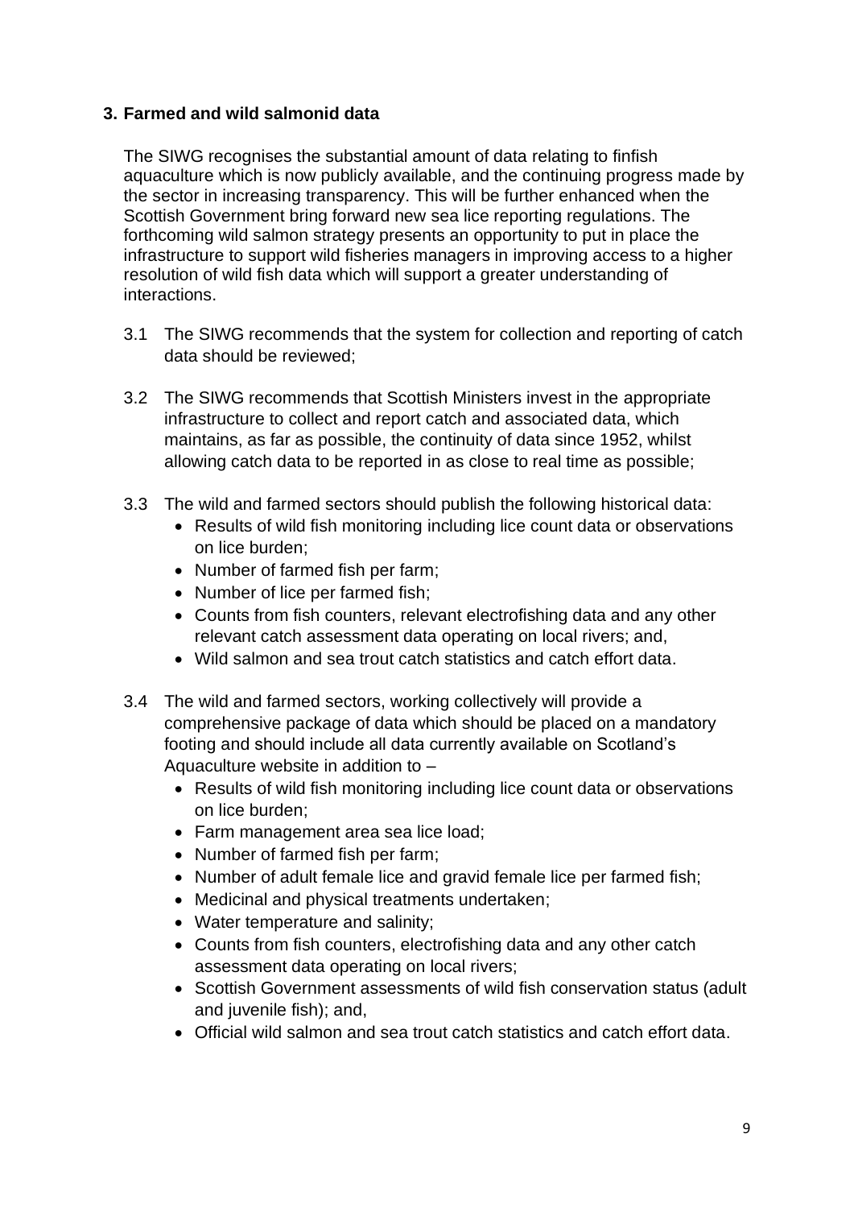## 3. Farmed and wild salmonid data

The SIWG recognises the substantial amount of data relating to finfish aquaculture which is now publicly available, and the continuing progress made by the sector in increasing transparency. This will be further enhanced when the Scottish Government bring forward new sea lice reporting regulations. The forthcoming wild salmon strategy presents an opportunity to put in place the infrastructure to support wild fisheries managers in improving access to a higher resolution of wild fish data which will support a greater understanding of interactions.

3.1 The SIWG recommends that the system for collection and reporting of catch data should be reviewed;

3.2 The SIWG recommends that Scottish Ministers invest in the appropriate infrastructure to collect and report catch and associated data, which maintains, as far as possible, the continuity of data since 1952, whilst allowing catch data to be reported in as close to real time as possible;

3.3 The wild and farmed sectors should publish the following historical data:

- Results of wild fish monitoring including lice count data or observations on lice burden;
- Number of farmed fish per farm;
- Number of lice per farmed fish;
- Counts from fish counters, relevant electrofishing data and any other relevant catch assessment data operating on local rivers; and,
- Wild salmon and sea trout catch statistics and catch effort data.

3.4 The wild and farmed sectors, working collectively will provide a comprehensive package of data which should be placed on a mandatory footing and should include all data currently available on Scotland's Aquaculture website in addition to –

- Results of wild fish monitoring including lice count data or observations on lice burden;
- Farm management area sea lice load;
- Number of farmed fish per farm;
- Number of adult female lice and gravid female lice per farmed fish;
- Medicinal and physical treatments undertaken;
- Water temperature and salinity;
- Counts from fish counters, electrofishing data and any other catch assessment data operating on local rivers;
- Scottish Government assessments of wild fish conservation status (adult and juvenile fish); and,
- Official wild salmon and sea trout catch statistics and catch effort data.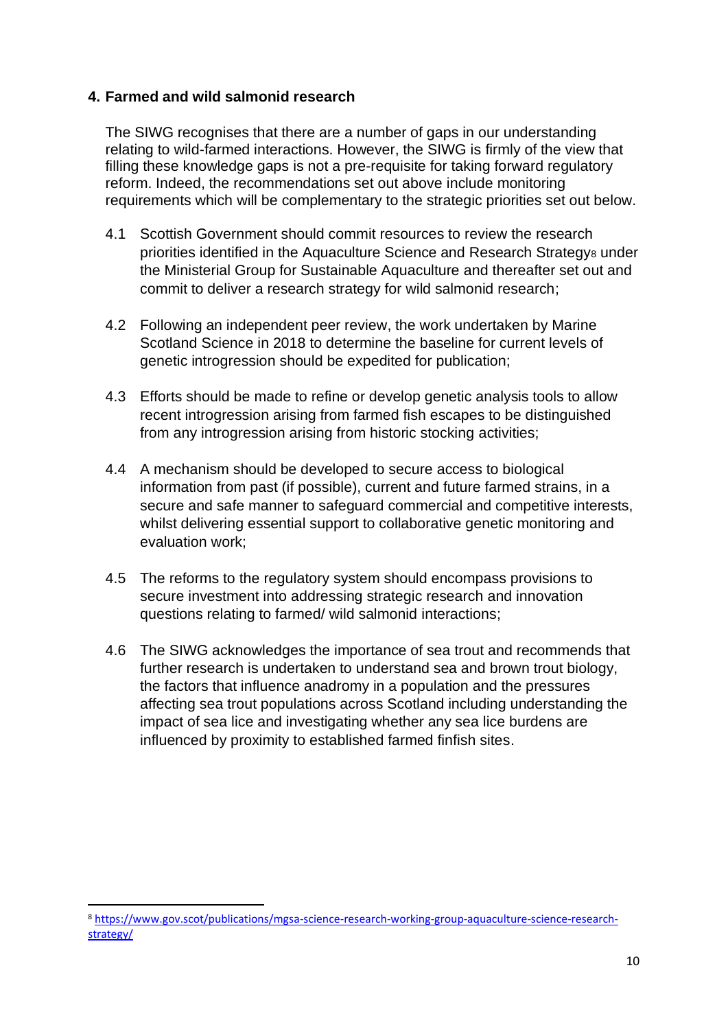## 4. Farmed and wild salmonid research

The SIWG recognises that there are a number of gaps in our understanding relating to wild-farmed interactions. However, the SIWG is firmly of the view that filling these knowledge gaps is not a pre-requisite for taking forward regulatory reform. Indeed, the recommendations set out above include monitoring requirements which will be complementary to the strategic priorities set out below.

4.1 Scottish Government should commit resources to review the research priorities identified in the Aquaculture Science and Research Strategy[8] under the Ministerial Group for Sustainable Aquaculture and thereafter set out and commit to deliver a research strategy for wild salmonid research;

4.2 Following an independent peer review, the work undertaken by Marine Scotland Science in 2018 to determine the baseline for current levels of genetic introgression should be expedited for publication;

4.3 Efforts should be made to refine or develop genetic analysis tools to allow recent introgression arising from farmed fish escapes to be distinguished from any introgression arising from historic stocking activities;

4.4 A mechanism should be developed to secure access to biological information from past (if possible), current and future farmed strains, in a secure and safe manner to safeguard commercial and competitive interests, whilst delivering essential support to collaborative genetic monitoring and evaluation work;

4.5 The reforms to the regulatory system should encompass provisions to secure investment into addressing strategic research and innovation questions relating to farmed/ wild salmonid interactions;

4.6 The SIWG acknowledges the importance of sea trout and recommends that further research is undertaken to understand sea and brown trout biology, the factors that influence anadromy in a population and the pressures affecting sea trout populations across Scotland including understanding the impact of sea lice and investigating whether any sea lice burdens are influenced by proximity to established farmed finfish sites.

---

[8] https://www.gov.scot/publications/mgsa-science-research-working-group-aquaculture-science-research-strategy/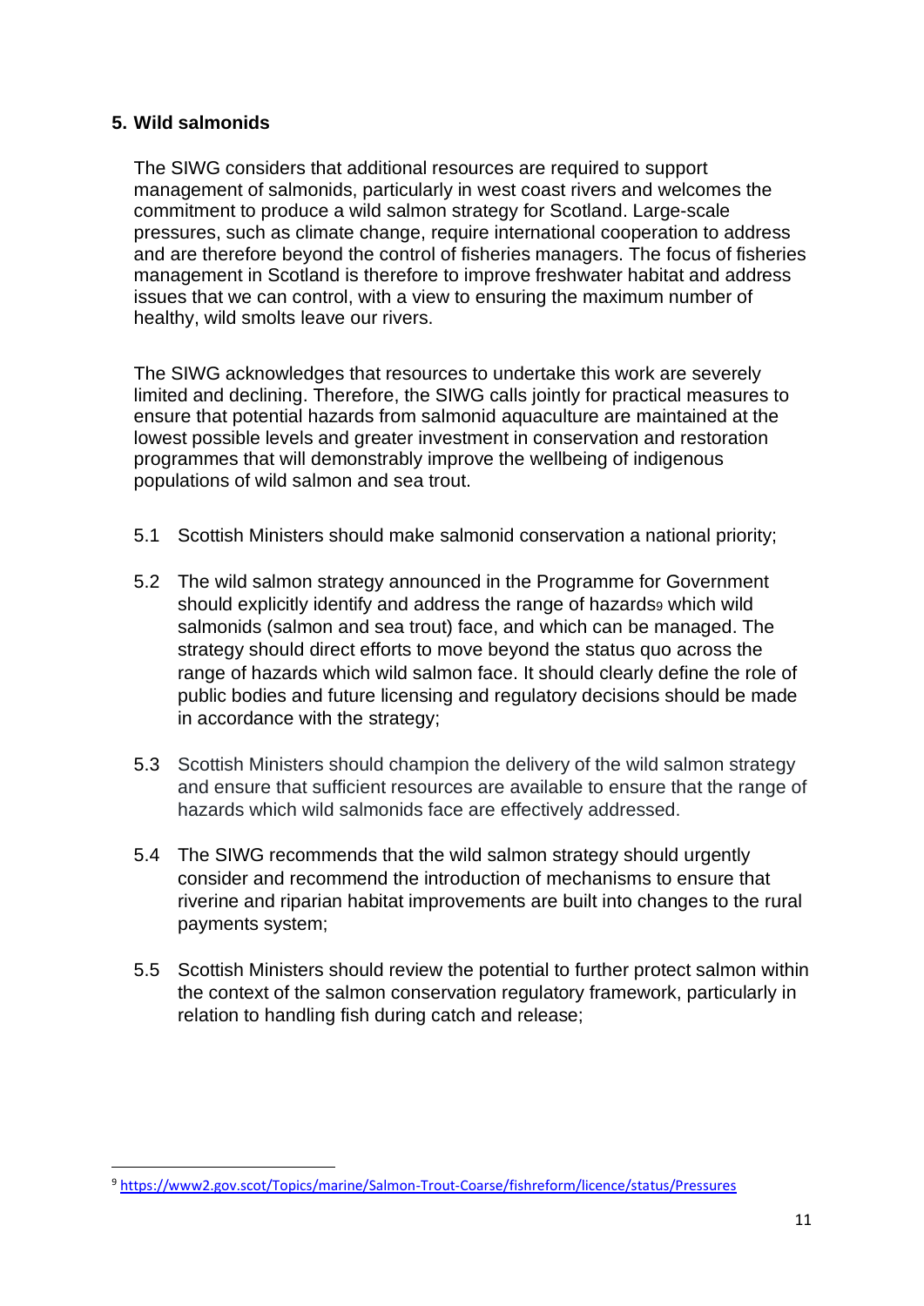## 5. Wild salmonids

The SIWG considers that additional resources are required to support management of salmonids, particularly in west coast rivers and welcomes the commitment to produce a wild salmon strategy for Scotland. Large-scale pressures, such as climate change, require international cooperation to address and are therefore beyond the control of fisheries managers. The focus of fisheries management in Scotland is therefore to improve freshwater habitat and address issues that we can control, with a view to ensuring the maximum number of healthy, wild smolts leave our rivers.

The SIWG acknowledges that resources to undertake this work are severely limited and declining. Therefore, the SIWG calls jointly for practical measures to ensure that potential hazards from salmonid aquaculture are maintained at the lowest possible levels and greater investment in conservation and restoration programmes that will demonstrably improve the wellbeing of indigenous populations of wild salmon and sea trout.

5.1 Scottish Ministers should make salmonid conservation a national priority;

5.2 The wild salmon strategy announced in the Programme for Government should explicitly identify and address the range of hazards[9] which wild salmonids (salmon and sea trout) face, and which can be managed. The strategy should direct efforts to move beyond the status quo across the range of hazards which wild salmon face. It should clearly define the role of public bodies and future licensing and regulatory decisions should be made in accordance with the strategy;

5.3 Scottish Ministers should champion the delivery of the wild salmon strategy and ensure that sufficient resources are available to ensure that the range of hazards which wild salmonids face are effectively addressed.

5.4 The SIWG recommends that the wild salmon strategy should urgently consider and recommend the introduction of mechanisms to ensure that riverine and riparian habitat improvements are built into changes to the rural payments system;

5.5 Scottish Ministers should review the potential to further protect salmon within the context of the salmon conservation regulatory framework, particularly in relation to handling fish during catch and release;

[9] https://www2.gov.scot/Topics/marine/Salmon-Trout-Coarse/fishreform/licence/status/Pressures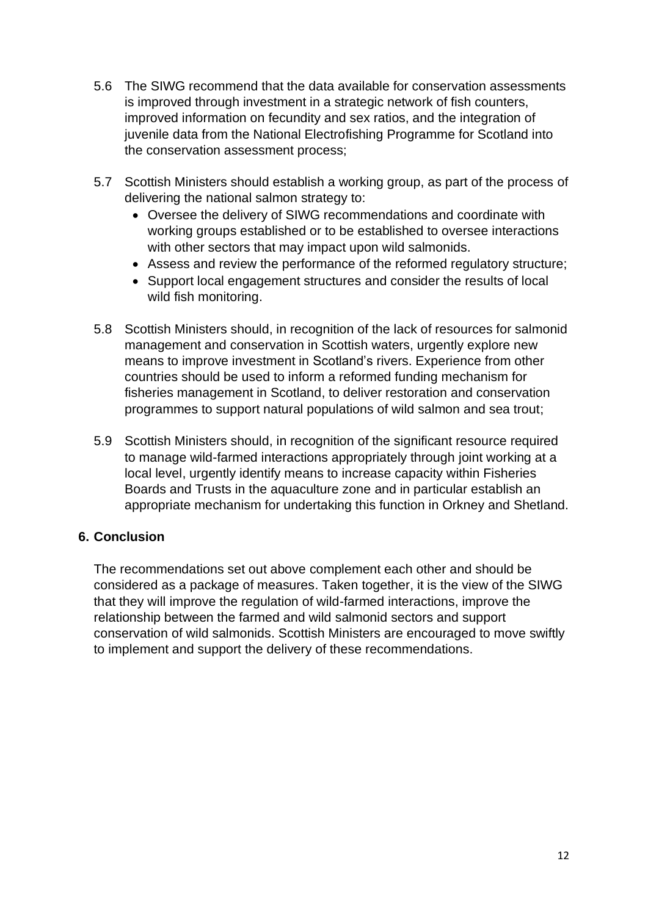5.6 The SIWG recommend that the data available for conservation assessments is improved through investment in a strategic network of fish counters, improved information on fecundity and sex ratios, and the integration of juvenile data from the National Electrofishing Programme for Scotland into the conservation assessment process;

5.7 Scottish Ministers should establish a working group, as part of the process of delivering the national salmon strategy to:

- Oversee the delivery of SIWG recommendations and coordinate with working groups established or to be established to oversee interactions with other sectors that may impact upon wild salmonids.
- Assess and review the performance of the reformed regulatory structure;
- Support local engagement structures and consider the results of local wild fish monitoring.

5.8 Scottish Ministers should, in recognition of the lack of resources for salmonid management and conservation in Scottish waters, urgently explore new means to improve investment in Scotland's rivers. Experience from other countries should be used to inform a reformed funding mechanism for fisheries management in Scotland, to deliver restoration and conservation programmes to support natural populations of wild salmon and sea trout;

5.9 Scottish Ministers should, in recognition of the significant resource required to manage wild-farmed interactions appropriately through joint working at a local level, urgently identify means to increase capacity within Fisheries Boards and Trusts in the aquaculture zone and in particular establish an appropriate mechanism for undertaking this function in Orkney and Shetland.

## 6. Conclusion

The recommendations set out above complement each other and should be considered as a package of measures. Taken together, it is the view of the SIWG that they will improve the regulation of wild-farmed interactions, improve the relationship between the farmed and wild salmonid sectors and support conservation of wild salmonids. Scottish Ministers are encouraged to move swiftly to implement and support the delivery of these recommendations.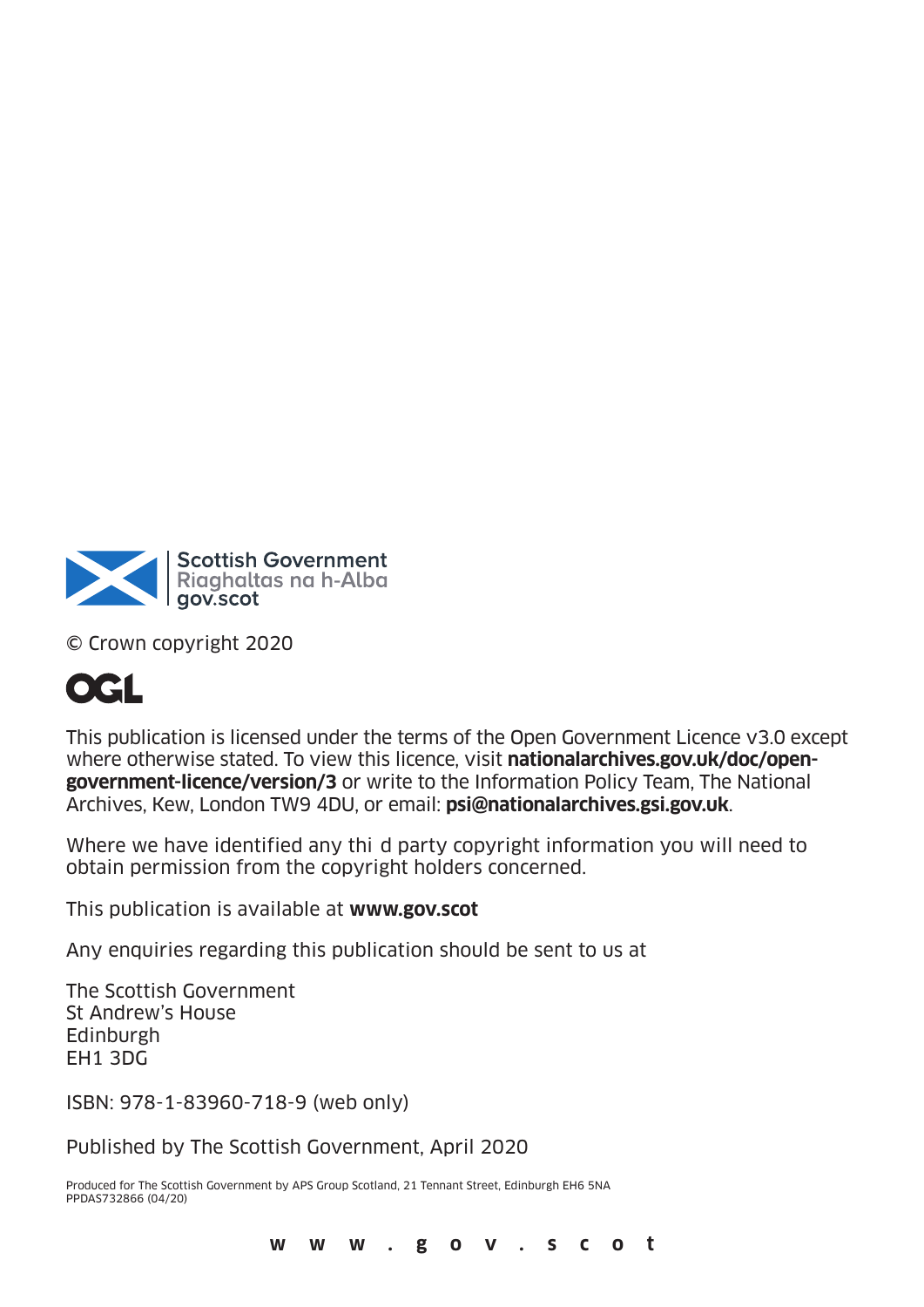Scottish Government
Riaghaltas na h-Alba
gov.scot

© Crown copyright 2020

OGL

This publication is licensed under the terms of the Open Government Licence v3.0 except where otherwise stated. To view this licence, visit **nationalarchives.gov.uk/doc/open-government-licence/version/3** or write to the Information Policy Team, The National Archives, Kew, London TW9 4DU, or email: **psi@nationalarchives.gsi.gov.uk**.

Where we have identified any thi d party copyright information you will need to obtain permission from the copyright holders concerned.

This publication is available at **www.gov.scot**

Any enquiries regarding this publication should be sent to us at

The Scottish Government
St Andrew's House
Edinburgh
EH1 3DG

ISBN: 978-1-83960-718-9 (web only)

Published by The Scottish Government, April 2020

Produced for The Scottish Government by APS Group Scotland, 21 Tennant Street, Edinburgh EH6 5NA
PPDAS732866 (04/20)

**w w w . g o v . s c o t**